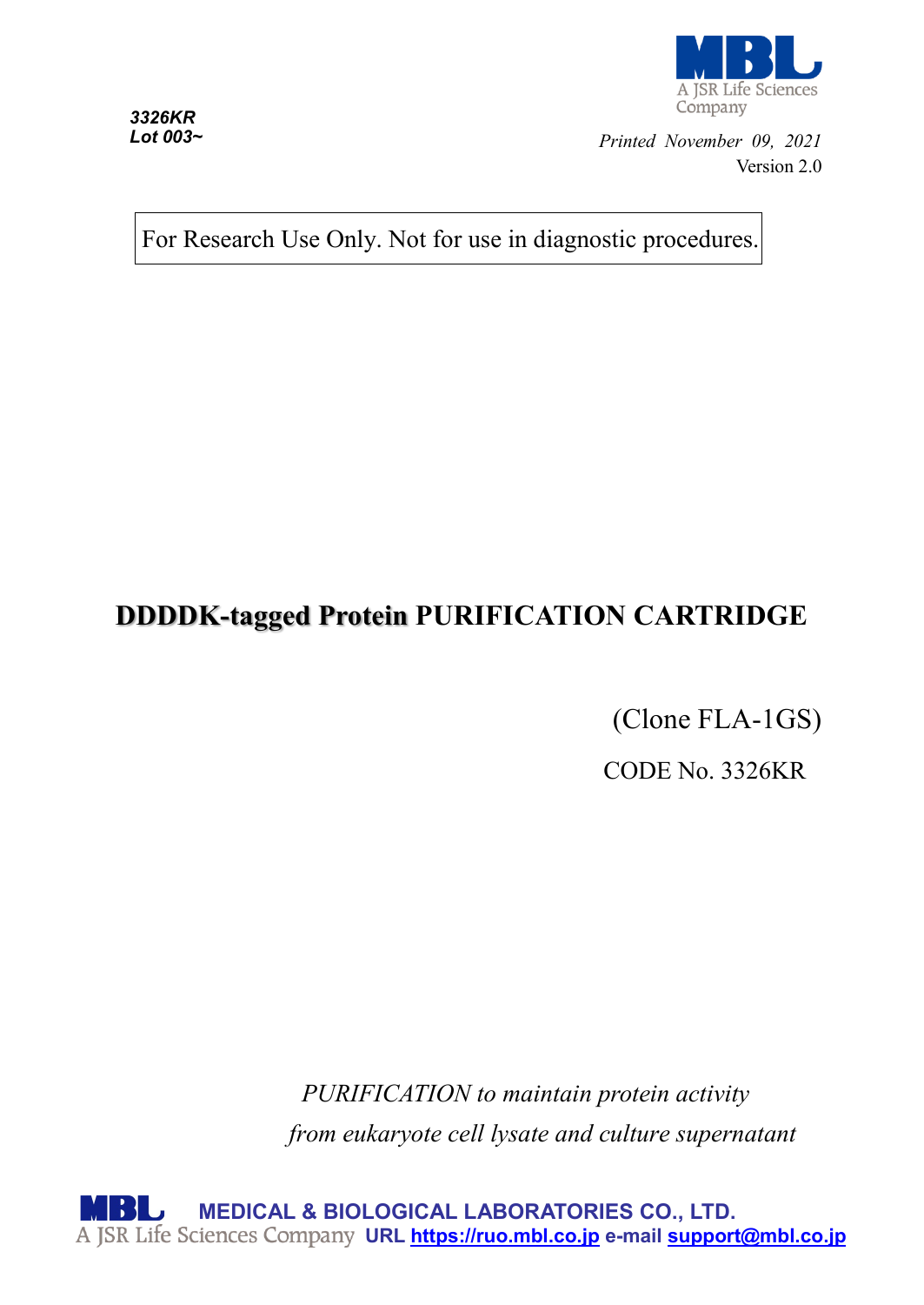*3326KR*
*Lot 003~*

MBL
A JSR Life Sciences Company

*Printed November 09, 2021*
Version 2.0

For Research Use Only. Not for use in diagnostic procedures.

# DDDDK-tagged Protein PURIFICATION CARTRIDGE

(Clone FLA-1GS)

CODE No. 3326KR

*PURIFICATION to maintain protein activity*
*from eukaryote cell lysate and culture supernatant*

**MEDICAL & BIOLOGICAL LABORATORIES CO., LTD.**
A JSR Life Sciences Company **URL https://ruo.mbl.co.jp e-mail support@mbl.co.jp**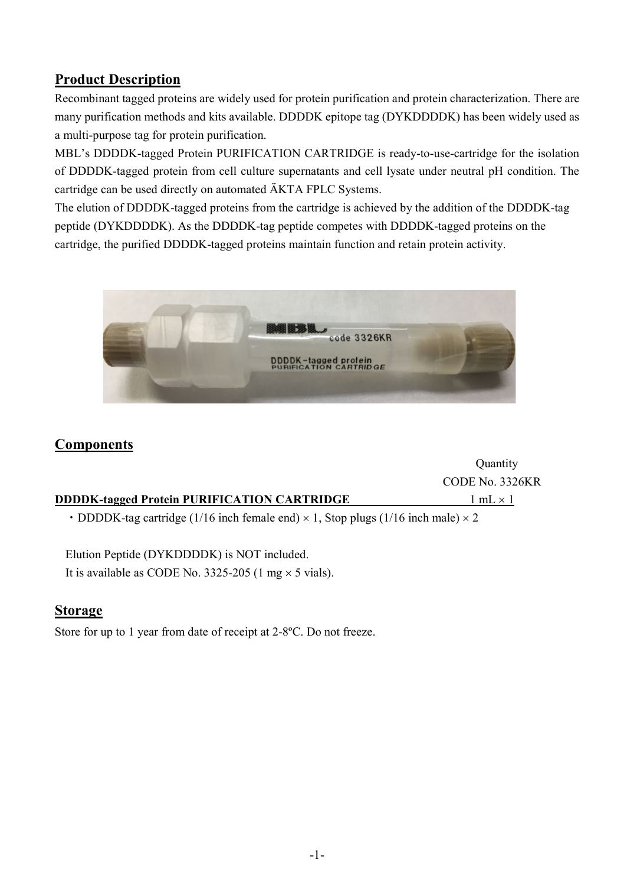## Product Description

Recombinant tagged proteins are widely used for protein purification and protein characterization. There are many purification methods and kits available. DDDDK epitope tag (DYKDDDDK) has been widely used as a multi-purpose tag for protein purification.

MBL's DDDDK-tagged Protein PURIFICATION CARTRIDGE is ready-to-use-cartridge for the isolation of DDDDK-tagged protein from cell culture supernatants and cell lysate under neutral pH condition. The cartridge can be used directly on automated ÄKTA FPLC Systems.

The elution of DDDDK-tagged proteins from the cartridge is achieved by the addition of the DDDDK-tag peptide (DYKDDDDK). As the DDDDK-tag peptide competes with DDDDK-tagged proteins on the cartridge, the purified DDDDK-tagged proteins maintain function and retain protein activity.

## Components

| | Quantity<br>CODE No. 3326KR |
|---|---|
| **DDDDK-tagged Protein PURIFICATION CARTRIDGE** | 1 mL × 1 |

・DDDDK-tag cartridge (1/16 inch female end) × 1, Stop plugs (1/16 inch male) × 2

Elution Peptide (DYKDDDDK) is NOT included.
It is available as CODE No. 3325-205 (1 mg × 5 vials).

## Storage

Store for up to 1 year from date of receipt at 2-8ºC. Do not freeze.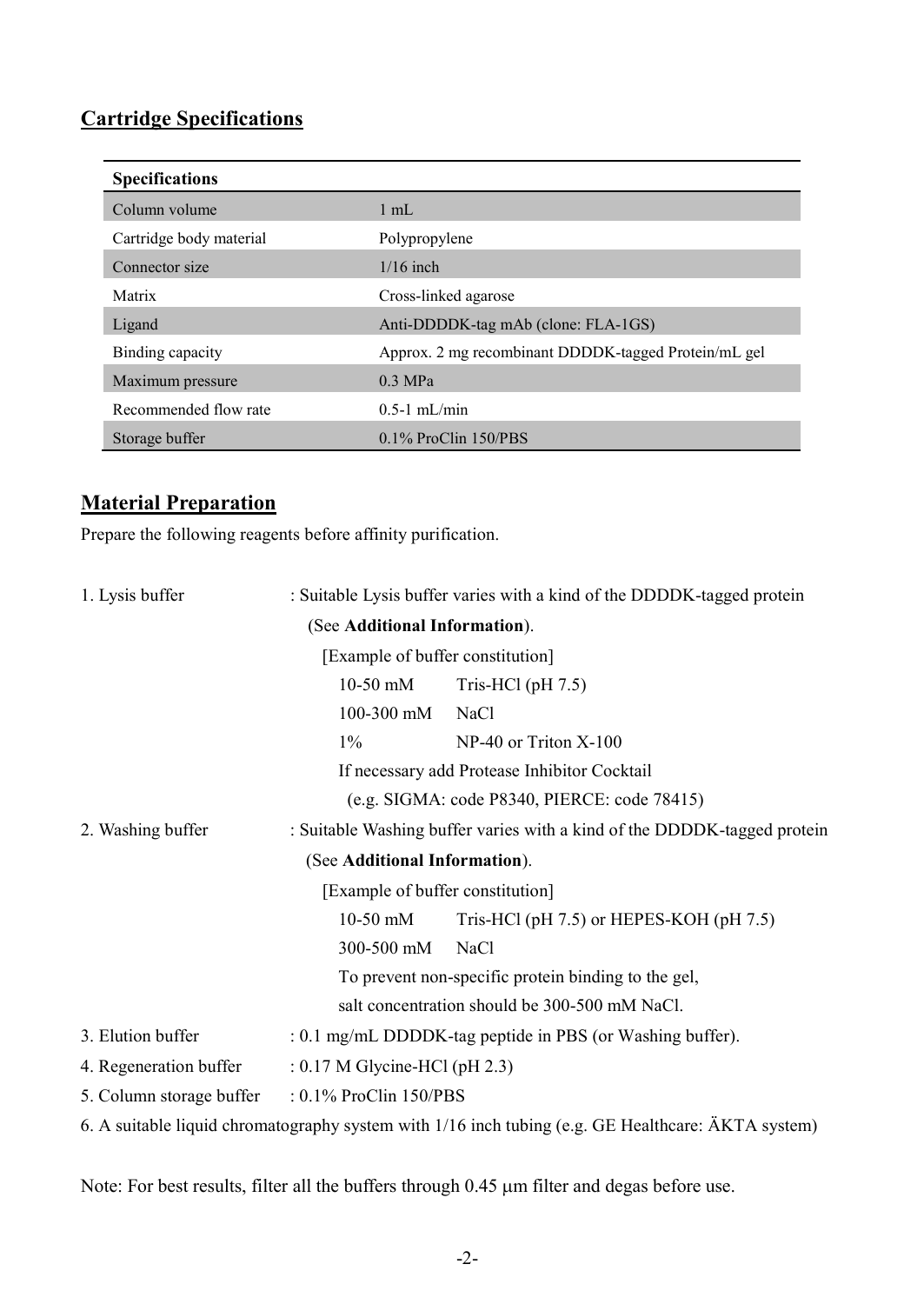## Cartridge Specifications

| Specifications | |
|---|---|
| Column volume | 1 mL |
| Cartridge body material | Polypropylene |
| Connector size | 1/16 inch |
| Matrix | Cross-linked agarose |
| Ligand | Anti-DDDDK-tag mAb (clone: FLA-1GS) |
| Binding capacity | Approx. 2 mg recombinant DDDDK-tagged Protein/mL gel |
| Maximum pressure | 0.3 MPa |
| Recommended flow rate | 0.5-1 mL/min |
| Storage buffer | 0.1% ProClin 150/PBS |

## Material Preparation

Prepare the following reagents before affinity purification.

1. Lysis buffer : Suitable Lysis buffer varies with a kind of the DDDDK-tagged protein (See **Additional Information**).

   [Example of buffer constitution]

   10-50 mM Tris-HCl (pH 7.5)
   100-300 mM NaCl
   1% NP-40 or Triton X-100
   If necessary add Protease Inhibitor Cocktail
   (e.g. SIGMA: code P8340, PIERCE: code 78415)

2. Washing buffer : Suitable Washing buffer varies with a kind of the DDDDK-tagged protein (See **Additional Information**).

   [Example of buffer constitution]

   10-50 mM Tris-HCl (pH 7.5) or HEPES-KOH (pH 7.5)
   300-500 mM NaCl
   To prevent non-specific protein binding to the gel, salt concentration should be 300-500 mM NaCl.

3. Elution buffer : 0.1 mg/mL DDDDK-tag peptide in PBS (or Washing buffer).
4. Regeneration buffer : 0.17 M Glycine-HCl (pH 2.3)
5. Column storage buffer : 0.1% ProClin 150/PBS
6. A suitable liquid chromatography system with 1/16 inch tubing (e.g. GE Healthcare: ÄKTA system)

Note: For best results, filter all the buffers through 0.45 μm filter and degas before use.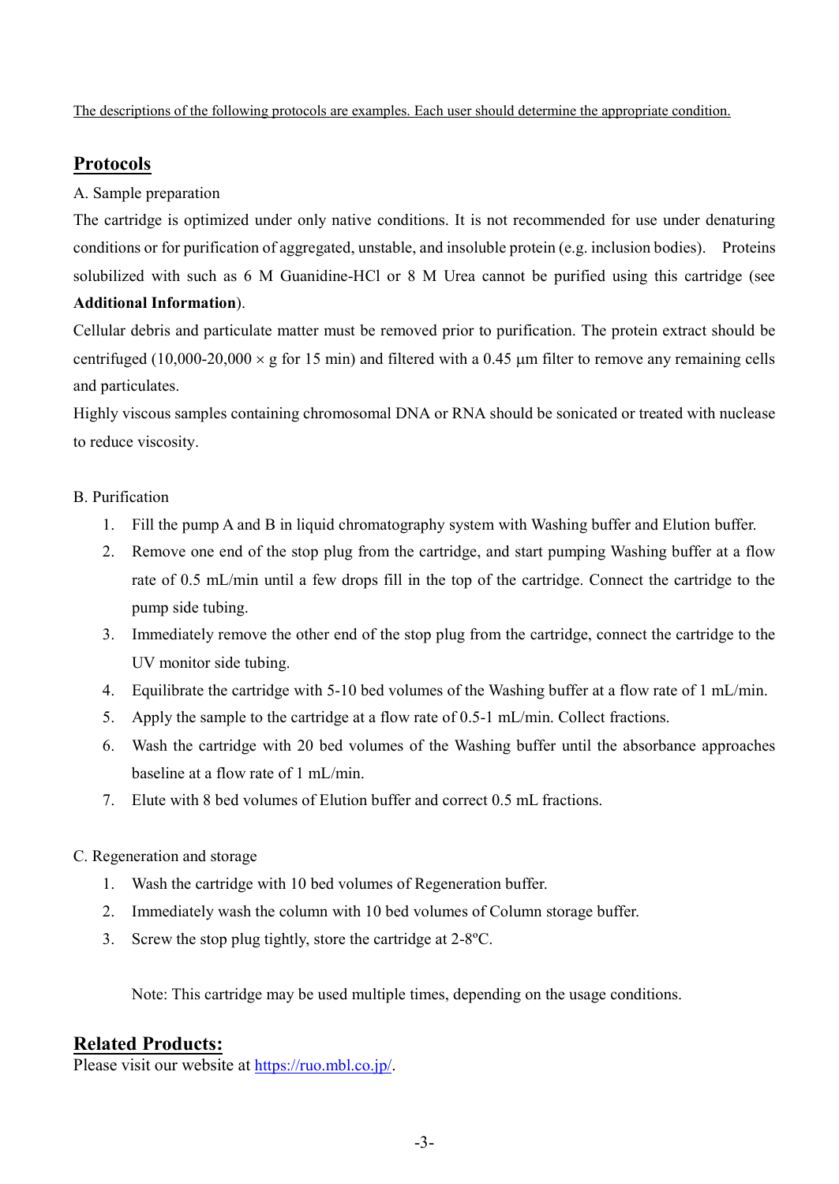The descriptions of the following protocols are examples. Each user should determine the appropriate condition.

## Protocols

A. Sample preparation

The cartridge is optimized under only native conditions. It is not recommended for use under denaturing conditions or for purification of aggregated, unstable, and insoluble protein (e.g. inclusion bodies). Proteins solubilized with such as 6 M Guanidine-HCl or 8 M Urea cannot be purified using this cartridge (see **Additional Information**).

Cellular debris and particulate matter must be removed prior to purification. The protein extract should be centrifuged (10,000-20,000 × g for 15 min) and filtered with a 0.45 μm filter to remove any remaining cells and particulates.

Highly viscous samples containing chromosomal DNA or RNA should be sonicated or treated with nuclease to reduce viscosity.

B. Purification

1. Fill the pump A and B in liquid chromatography system with Washing buffer and Elution buffer.
2. Remove one end of the stop plug from the cartridge, and start pumping Washing buffer at a flow rate of 0.5 mL/min until a few drops fill in the top of the cartridge. Connect the cartridge to the pump side tubing.
3. Immediately remove the other end of the stop plug from the cartridge, connect the cartridge to the UV monitor side tubing.
4. Equilibrate the cartridge with 5-10 bed volumes of the Washing buffer at a flow rate of 1 mL/min.
5. Apply the sample to the cartridge at a flow rate of 0.5-1 mL/min. Collect fractions.
6. Wash the cartridge with 20 bed volumes of the Washing buffer until the absorbance approaches baseline at a flow rate of 1 mL/min.
7. Elute with 8 bed volumes of Elution buffer and correct 0.5 mL fractions.

C. Regeneration and storage

1. Wash the cartridge with 10 bed volumes of Regeneration buffer.
2. Immediately wash the column with 10 bed volumes of Column storage buffer.
3. Screw the stop plug tightly, store the cartridge at 2-8ºC.

Note: This cartridge may be used multiple times, depending on the usage conditions.

## Related Products:

Please visit our website at https://ruo.mbl.co.jp/.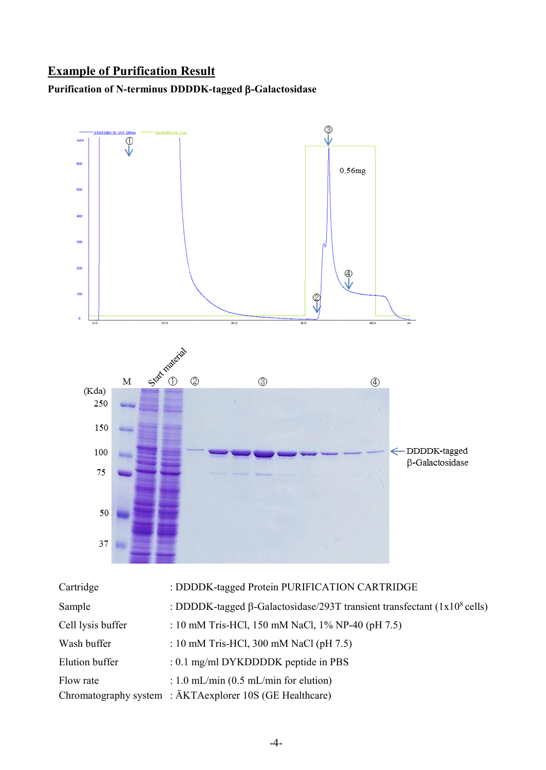## Example of Purification Result

**Purification of N-terminus DDDDK-tagged β-Galactosidase**

| | |
|---|---|
| Cartridge | : DDDDK-tagged Protein PURIFICATION CARTRIDGE |
| Sample | : DDDDK-tagged β-Galactosidase/293T transient transfectant (1x10[8] cells) |
| Cell lysis buffer | : 10 mM Tris-HCl, 150 mM NaCl, 1% NP-40 (pH 7.5) |
| Wash buffer | : 10 mM Tris-HCl, 300 mM NaCl (pH 7.5) |
| Elution buffer | : 0.1 mg/ml DYKDDDDK peptide in PBS |
| Flow rate | : 1.0 mL/min (0.5 mL/min for elution) |
| Chromatography system | : ÄKTAexplorer 10S (GE Healthcare) |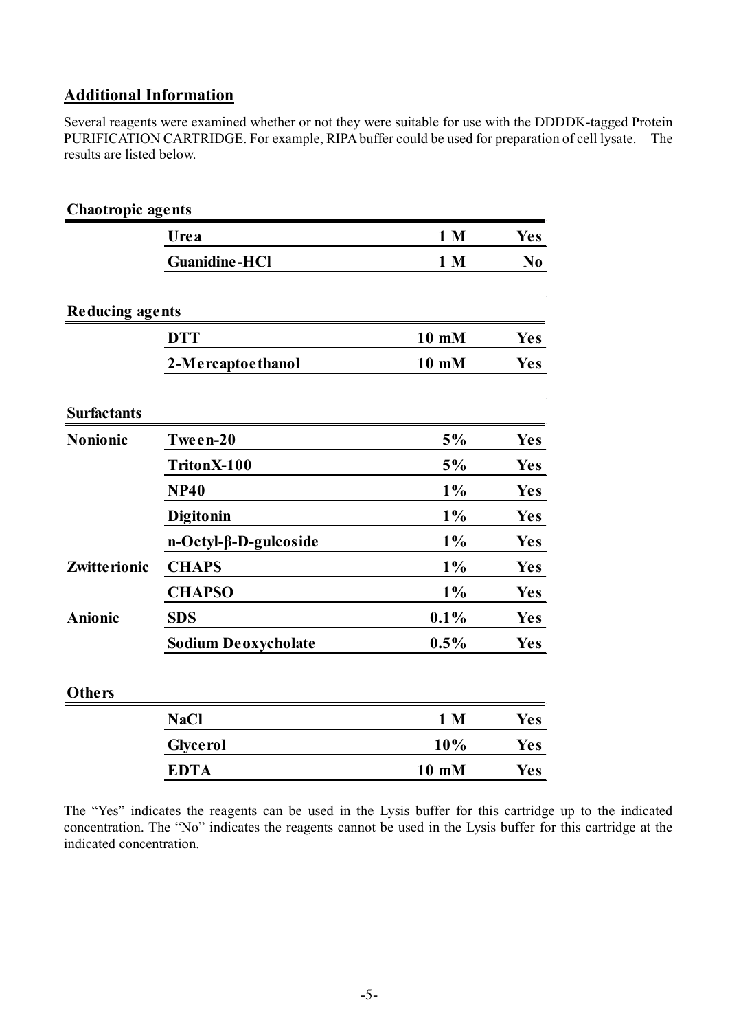## Additional Information

Several reagents were examined whether or not they were suitable for use with the DDDDK-tagged Protein PURIFICATION CARTRIDGE. For example, RIPA buffer could be used for preparation of cell lysate. The results are listed below.

**Chaotropic agents**

| | | | |
|---|---|---|---|
| | **Urea** | **1 M** | **Yes** |
| | **Guanidine-HCl** | **1 M** | **No** |

**Reducing agents**

| | | | |
|---|---|---|---|
| | **DTT** | **10 mM** | **Yes** |
| | **2-Mercaptoethanol** | **10 mM** | **Yes** |

**Surfactants**

| | | | |
|---|---|---|---|
| **Nonionic** | **Tween-20** | **5%** | **Yes** |
| | **TritonX-100** | **5%** | **Yes** |
| | **NP40** | **1%** | **Yes** |
| | **Digitonin** | **1%** | **Yes** |
| | **n-Octyl-β-D-gulcoside** | **1%** | **Yes** |
| **Zwitterionic** | **CHAPS** | **1%** | **Yes** |
| | **CHAPSO** | **1%** | **Yes** |
| **Anionic** | **SDS** | **0.1%** | **Yes** |
| | **Sodium Deoxycholate** | **0.5%** | **Yes** |

**Others**

| | | | |
|---|---|---|---|
| | **NaCl** | **1 M** | **Yes** |
| | **Glycerol** | **10%** | **Yes** |
| | **EDTA** | **10 mM** | **Yes** |

The "Yes" indicates the reagents can be used in the Lysis buffer for this cartridge up to the indicated concentration. The "No" indicates the reagents cannot be used in the Lysis buffer for this cartridge at the indicated concentration.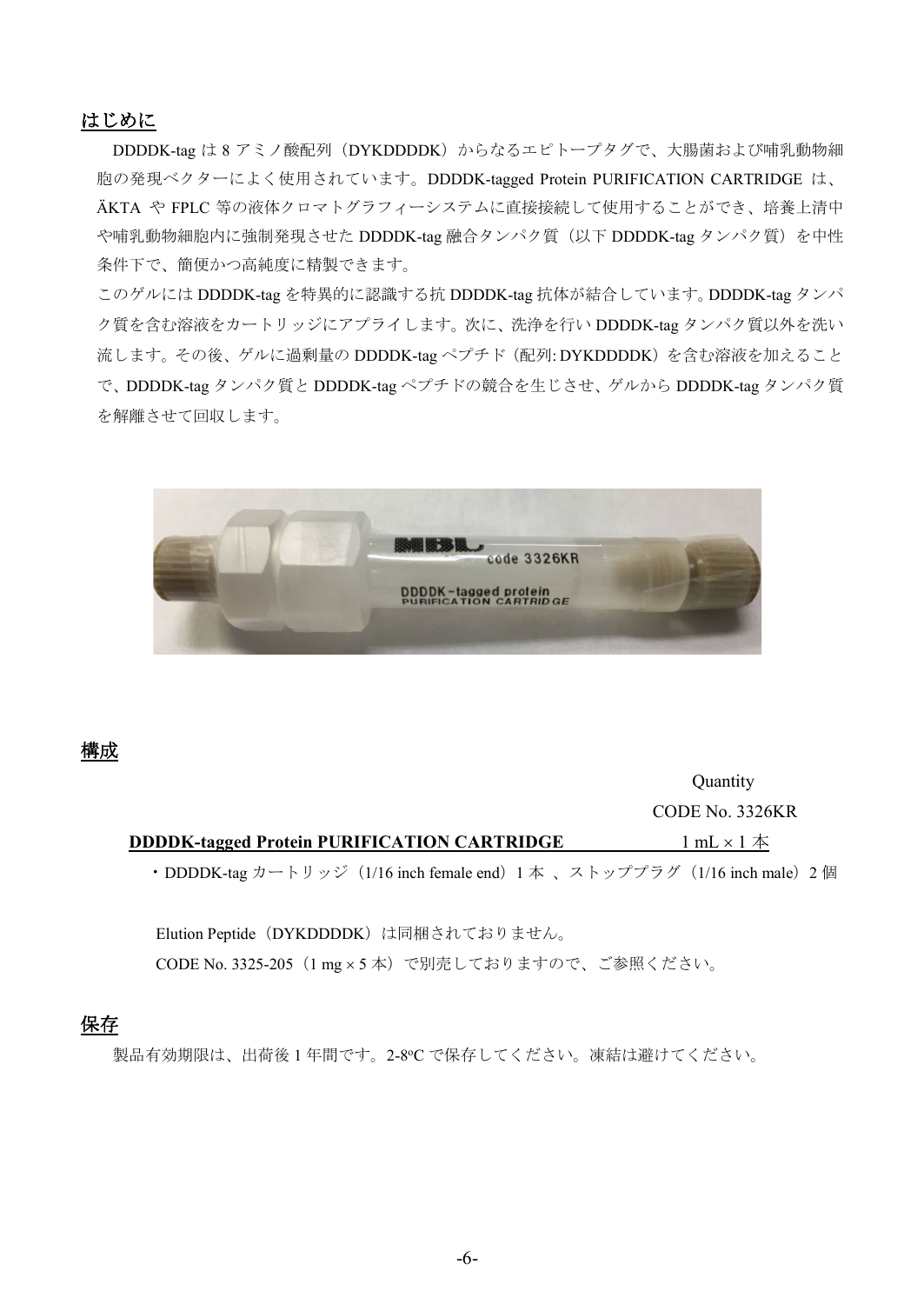## はじめに

DDDDK-tag は 8 アミノ酸配列（DYKDDDDK）からなるエピトープタグで、大腸菌および哺乳動物細胞の発現ベクターによく使用されています。DDDDK-tagged Protein PURIFICATION CARTRIDGE は、ÄKTA や FPLC 等の液体クロマトグラフィーシステムに直接接続して使用することができ、培養上清中や哺乳動物細胞内に強制発現させた DDDDK-tag 融合タンパク質（以下 DDDDK-tag タンパク質）を中性条件下で、簡便かつ高純度に精製できます。

このゲルには DDDDK-tag を特異的に認識する抗 DDDDK-tag 抗体が結合しています。DDDDK-tag タンパク質を含む溶液をカートリッジにアプライします。次に、洗浄を行い DDDDK-tag タンパク質以外を洗い流します。その後、ゲルに過剰量の DDDDK-tag ペプチド（配列: DYKDDDDK）を含む溶液を加えることで、DDDDK-tag タンパク質と DDDDK-tag ペプチドの競合を生じさせ、ゲルから DDDDK-tag タンパク質を解離させて回収します。

## 構成

| | Quantity<br>CODE No. 3326KR |
|---|---|
| **DDDDK-tagged Protein PURIFICATION CARTRIDGE** | 1 mL × 1 本 |

・DDDDK-tag カートリッジ（1/16 inch female end）1 本 、ストッププラグ（1/16 inch male）2 個

Elution Peptide（DYKDDDDK）は同梱されておりません。

CODE No. 3325-205（1 mg × 5 本）で別売しておりますので、ご参照ください。

## 保存

製品有効期限は、出荷後 1 年間です。2-8°C で保存してください。凍結は避けてください。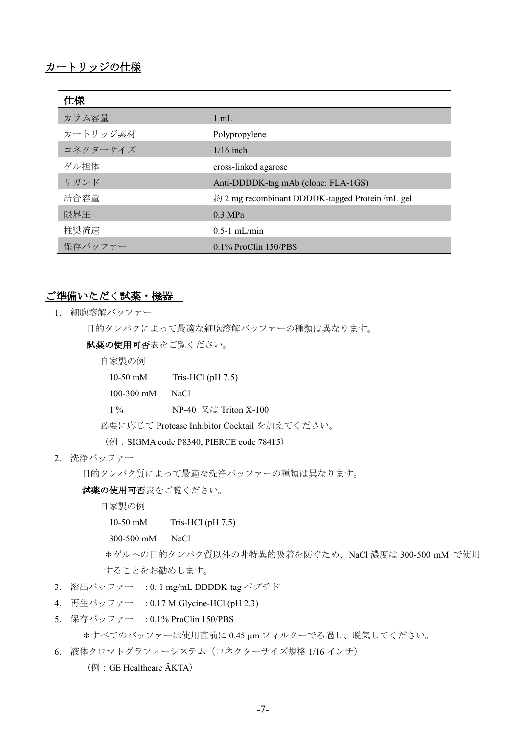## カートリッジの仕様

| 仕様 | |
|---|---|
| カラム容量 | 1 mL |
| カートリッジ素材 | Polypropylene |
| コネクターサイズ | 1/16 inch |
| ゲル担体 | cross-linked agarose |
| リガンド | Anti-DDDDK-tag mAb (clone: FLA-1GS) |
| 結合容量 | 約 2 mg recombinant DDDDK-tagged Protein /mL gel |
| 限界圧 | 0.3 MPa |
| 推奨流速 | 0.5-1 mL/min |
| 保存バッファー | 0.1% ProClin 150/PBS |

## ご準備いただく試薬・機器

1. 細胞溶解バッファー

   目的タンパクによって最適な細胞溶解バッファーの種類は異なります。

   **試薬の使用可否**表をご覧ください。

   自家製の例

   10-50 mM　Tris-HCl (pH 7.5)

   100-300 mM　NaCl

   1 %　NP-40 又は Triton X-100

   必要に応じて Protease Inhibitor Cocktail を加えてください。

   （例：SIGMA code P8340, PIERCE code 78415）

2. 洗浄バッファー

   目的タンパク質によって最適な洗浄バッファーの種類は異なります。

   **試薬の使用可否**表をご覧ください。

   自家製の例

   10-50 mM　Tris-HCl (pH 7.5)

   300-500 mM　NaCl

   ＊ゲルへの目的タンパク質以外の非特異的吸着を防ぐため、NaCl 濃度は 300-500 mM で使用することをお勧めします。

3. 溶出バッファー　: 0. 1 mg/mL DDDDK-tag ペプチド
4. 再生バッファー　: 0.17 M Glycine-HCl (pH 2.3)
5. 保存バッファー　: 0.1% ProClin 150/PBS

   ＊すべてのバッファーは使用直前に 0.45 μm フィルターでろ過し、脱気してください。

6. 液体クロマトグラフィーシステム（コネクターサイズ規格 1/16 インチ）

   （例：GE Healthcare ÄKTA）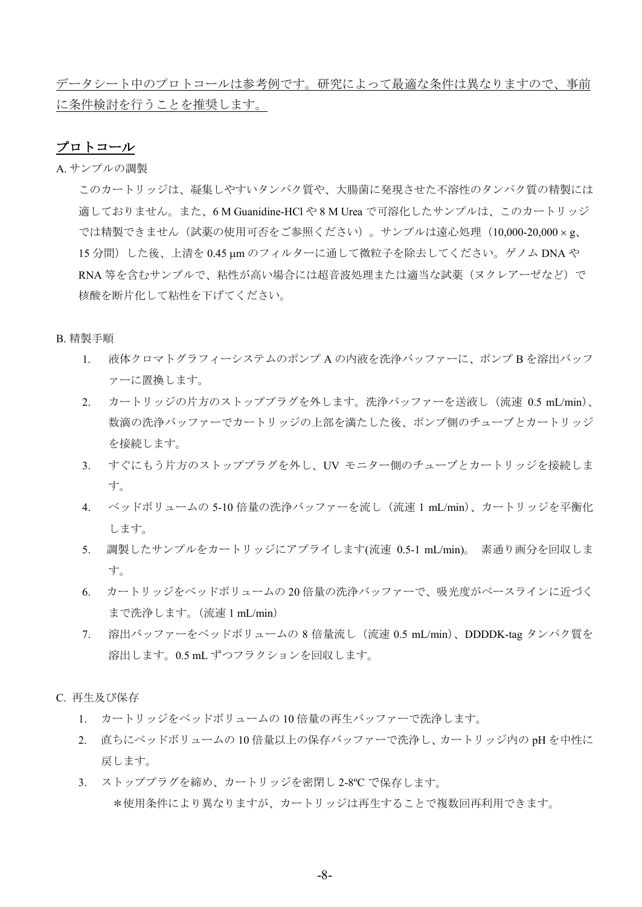データシート中のプロトコールは参考例です。研究によって最適な条件は異なりますので、事前に条件検討を行うことを推奨します。

## プロトコール

A. サンプルの調製

このカートリッジは、凝集しやすいタンパク質や、大腸菌に発現させた不溶性のタンパク質の精製には適しておりません。また、6 M Guanidine-HCl や 8 M Urea で可溶化したサンプルは、このカートリッジでは精製できません（試薬の使用可否をご参照ください）。サンプルは遠心処理（10,000-20,000 × g、15 分間）した後、上清を 0.45 µm のフィルターに通して微粒子を除去してください。ゲノム DNA や RNA 等を含むサンプルで、粘性が高い場合には超音波処理または適当な試薬（ヌクレアーゼなど）で核酸を断片化して粘性を下げてください。

B. 精製手順

1. 液体クロマトグラフィーシステムのポンプ A の内液を洗浄バッファーに、ポンプ B を溶出バッファーに置換します。
2. カートリッジの片方のストッププラグを外します。洗浄バッファーを送液し（流速 0.5 mL/min）、数滴の洗浄バッファーでカートリッジの上部を満たした後、ポンプ側のチューブとカートリッジを接続します。
3. すぐにもう片方のストッププラグを外し、UV モニター側のチューブとカートリッジを接続します。
4. ベッドボリュームの 5-10 倍量の洗浄バッファーを流し（流速 1 mL/min）、カートリッジを平衡化します。
5. 調製したサンプルをカートリッジにアプライします(流速 0.5-1 mL/min)。 素通り画分を回収します。
6. カートリッジをベッドボリュームの 20 倍量の洗浄バッファーで、吸光度がベースラインに近づくまで洗浄します。（流速 1 mL/min）
7. 溶出バッファーをベッドボリュームの 8 倍量流し（流速 0.5 mL/min）、DDDDK-tag タンパク質を溶出します。0.5 mL ずつフラクションを回収します。

C. 再生及び保存

1. カートリッジをベッドボリュームの 10 倍量の再生バッファーで洗浄します。
2. 直ちにベッドボリュームの 10 倍量以上の保存バッファーで洗浄し、カートリッジ内の pH を中性に戻します。
3. ストッププラグを締め、カートリッジを密閉し 2-8ºC で保存します。

   *使用条件により異なりますが、カートリッジは再生することで複数回再利用できます。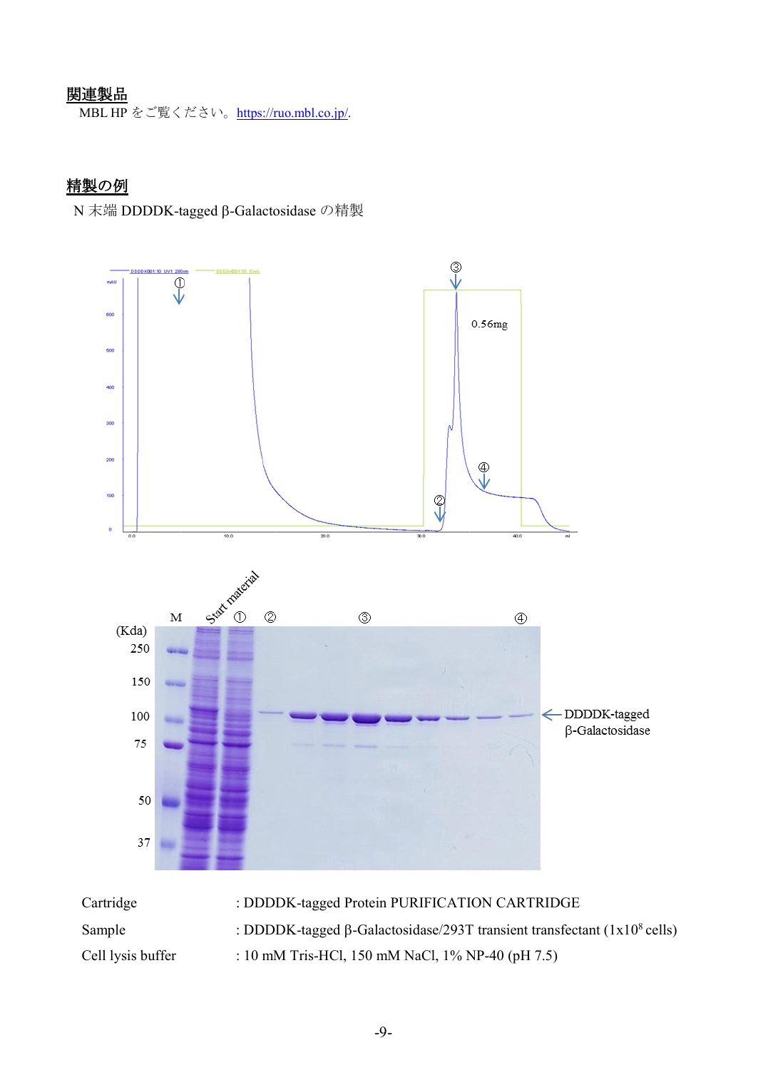## 関連製品

MBL HP をご覧ください。https://ruo.mbl.co.jp/.

## 精製の例

N 末端 DDDDK-tagged β-Galactosidase の精製

| | |
|---|---|
| Cartridge | : DDDDK-tagged Protein PURIFICATION CARTRIDGE |
| Sample | : DDDDK-tagged β-Galactosidase/293T transient transfectant (1x$10^8$ cells) |
| Cell lysis buffer | : 10 mM Tris-HCl, 150 mM NaCl, 1% NP-40 (pH 7.5) |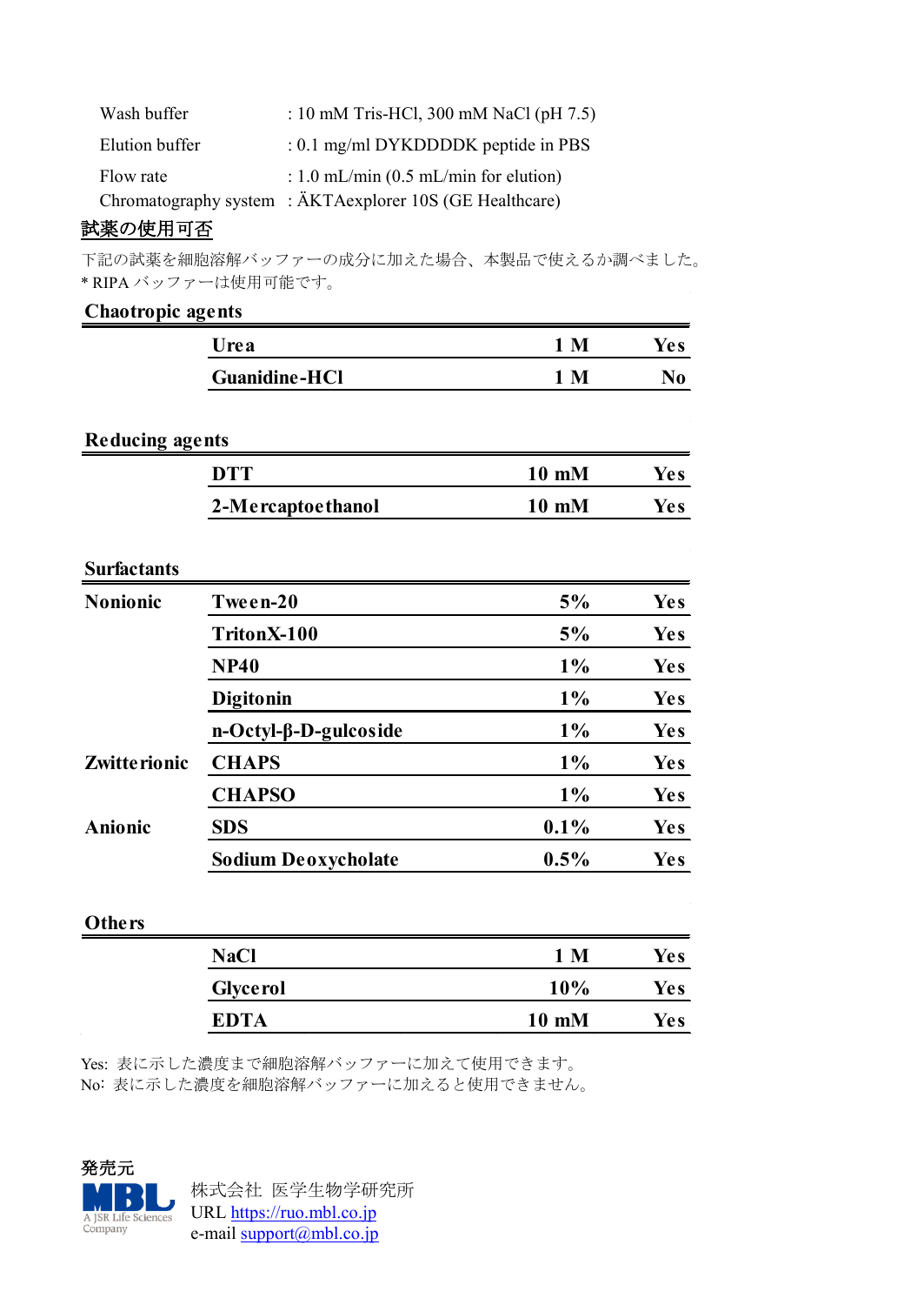| | |
|---|---|
| Wash buffer | : 10 mM Tris-HCl, 300 mM NaCl (pH 7.5) |
| Elution buffer | : 0.1 mg/ml DYKDDDDK peptide in PBS |
| Flow rate | : 1.0 mL/min (0.5 mL/min for elution) |
| Chromatography system | : ÄKTAexplorer 10S (GE Healthcare) |

## 試薬の使用可否

下記の試薬を細胞溶解バッファーの成分に加えた場合、本製品で使えるか調べました。
* RIPA バッファーは使用可能です。

**Chaotropic agents**

| | | | |
|---|---|---|---|
| | **Urea** | **1 M** | **Yes** |
| | **Guanidine-HCl** | **1 M** | **No** |

**Reducing agents**

| | | | |
|---|---|---|---|
| | **DTT** | **10 mM** | **Yes** |
| | **2-Mercaptoethanol** | **10 mM** | **Yes** |

**Surfactants**

| | | | |
|---|---|---|---|
| **Nonionic** | **Tween-20** | **5%** | **Yes** |
| | **TritonX-100** | **5%** | **Yes** |
| | **NP40** | **1%** | **Yes** |
| | **Digitonin** | **1%** | **Yes** |
| | **n-Octyl-β-D-gulcoside** | **1%** | **Yes** |
| **Zwitterionic** | **CHAPS** | **1%** | **Yes** |
| | **CHAPSO** | **1%** | **Yes** |
| **Anionic** | **SDS** | **0.1%** | **Yes** |
| | **Sodium Deoxycholate** | **0.5%** | **Yes** |

**Others**

| | | | |
|---|---|---|---|
| | **NaCl** | **1 M** | **Yes** |
| | **Glycerol** | **10%** | **Yes** |
| | **EDTA** | **10 mM** | **Yes** |

Yes: 表に示した濃度まで細胞溶解バッファーに加えて使用できます。
No: 表に示した濃度を細胞溶解バッファーに加えると使用できません。

**発売元**

MBL
A JSR Life Sciences Company

株式会社 医学生物学研究所
URL https://ruo.mbl.co.jp
e-mail support@mbl.co.jp